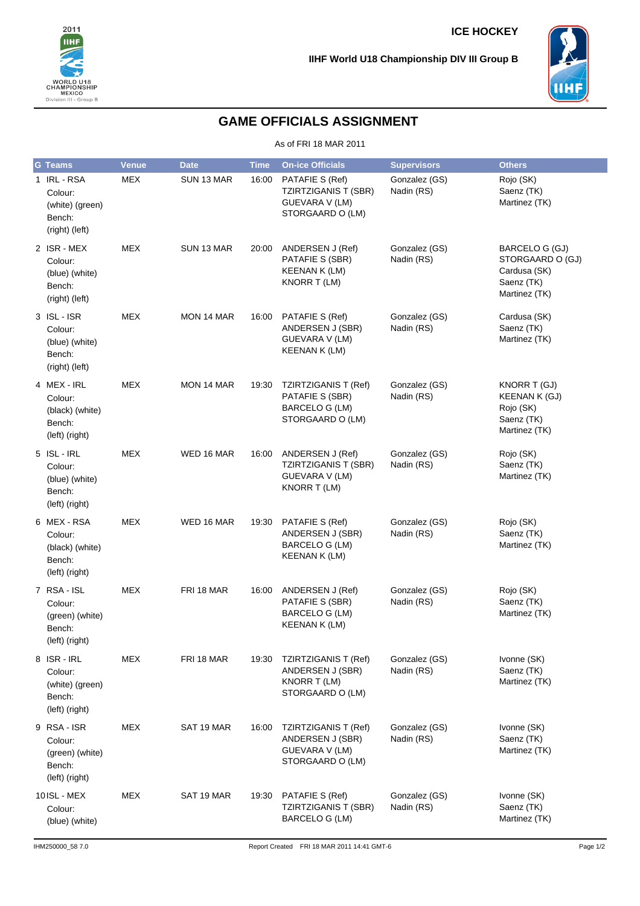ICE HOCKEY

IIHF World U18 Championship DIV III Group B

# GAME OFFICIALS ASSIGNMENT

As of FRI 18 MAR 2011

| G | Teams | Venue | Date | Time | On-ice Officials | Supervisors | Others |
|---|---|---|---|---|---|---|---|
| 1 | IRL - RSA<br>Colour:<br>(white) (green)<br>Bench:<br>(right) (left) | MEX | SUN 13 MAR | 16:00 | PATAFIE S (Ref)<br>TZIRTZIGANIS T (SBR)<br>GUEVARA V (LM)<br>STORGAARD O (LM) | Gonzalez (GS)<br>Nadin (RS) | Rojo (SK)<br>Saenz (TK)<br>Martinez (TK) |
| 2 | ISR - MEX<br>Colour:<br>(blue) (white)<br>Bench:<br>(right) (left) | MEX | SUN 13 MAR | 20:00 | ANDERSEN J (Ref)<br>PATAFIE S (SBR)<br>KEENAN K (LM)<br>KNORR T (LM) | Gonzalez (GS)<br>Nadin (RS) | BARCELO G (GJ)<br>STORGAARD O (GJ)<br>Cardusa (SK)<br>Saenz (TK)<br>Martinez (TK) |
| 3 | ISL - ISR<br>Colour:<br>(blue) (white)<br>Bench:<br>(right) (left) | MEX | MON 14 MAR | 16:00 | PATAFIE S (Ref)<br>ANDERSEN J (SBR)<br>GUEVARA V (LM)<br>KEENAN K (LM) | Gonzalez (GS)<br>Nadin (RS) | Cardusa (SK)<br>Saenz (TK)<br>Martinez (TK) |
| 4 | MEX - IRL<br>Colour:<br>(black) (white)<br>Bench:<br>(left) (right) | MEX | MON 14 MAR | 19:30 | TZIRTZIGANIS T (Ref)<br>PATAFIE S (SBR)<br>BARCELO G (LM)<br>STORGAARD O (LM) | Gonzalez (GS)<br>Nadin (RS) | KNORR T (GJ)<br>KEENAN K (GJ)<br>Rojo (SK)<br>Saenz (TK)<br>Martinez (TK) |
| 5 | ISL - IRL<br>Colour:<br>(blue) (white)<br>Bench:<br>(left) (right) | MEX | WED 16 MAR | 16:00 | ANDERSEN J (Ref)<br>TZIRTZIGANIS T (SBR)<br>GUEVARA V (LM)<br>KNORR T (LM) | Gonzalez (GS)<br>Nadin (RS) | Rojo (SK)<br>Saenz (TK)<br>Martinez (TK) |
| 6 | MEX - RSA<br>Colour:<br>(black) (white)<br>Bench:<br>(left) (right) | MEX | WED 16 MAR | 19:30 | PATAFIE S (Ref)<br>ANDERSEN J (SBR)<br>BARCELO G (LM)<br>KEENAN K (LM) | Gonzalez (GS)<br>Nadin (RS) | Rojo (SK)<br>Saenz (TK)<br>Martinez (TK) |
| 7 | RSA - ISL<br>Colour:<br>(green) (white)<br>Bench:<br>(left) (right) | MEX | FRI 18 MAR | 16:00 | ANDERSEN J (Ref)<br>PATAFIE S (SBR)<br>BARCELO G (LM)<br>KEENAN K (LM) | Gonzalez (GS)<br>Nadin (RS) | Rojo (SK)<br>Saenz (TK)<br>Martinez (TK) |
| 8 | ISR - IRL<br>Colour:<br>(white) (green)<br>Bench:<br>(left) (right) | MEX | FRI 18 MAR | 19:30 | TZIRTZIGANIS T (Ref)<br>ANDERSEN J (SBR)<br>KNORR T (LM)<br>STORGAARD O (LM) | Gonzalez (GS)<br>Nadin (RS) | Ivonne (SK)<br>Saenz (TK)<br>Martinez (TK) |
| 9 | RSA - ISR<br>Colour:<br>(green) (white)<br>Bench:<br>(left) (right) | MEX | SAT 19 MAR | 16:00 | TZIRTZIGANIS T (Ref)<br>ANDERSEN J (SBR)<br>GUEVARA V (LM)<br>STORGAARD O (LM) | Gonzalez (GS)<br>Nadin (RS) | Ivonne (SK)<br>Saenz (TK)<br>Martinez (TK) |
| 10 | ISL - MEX<br>Colour:<br>(blue) (white) | MEX | SAT 19 MAR | 19:30 | PATAFIE S (Ref)<br>TZIRTZIGANIS T (SBR)<br>BARCELO G (LM) | Gonzalez (GS)<br>Nadin (RS) | Ivonne (SK)<br>Saenz (TK)<br>Martinez (TK) |

IHM250000_58 7.0 Report Created FRI 18 MAR 2011 14:41 GMT-6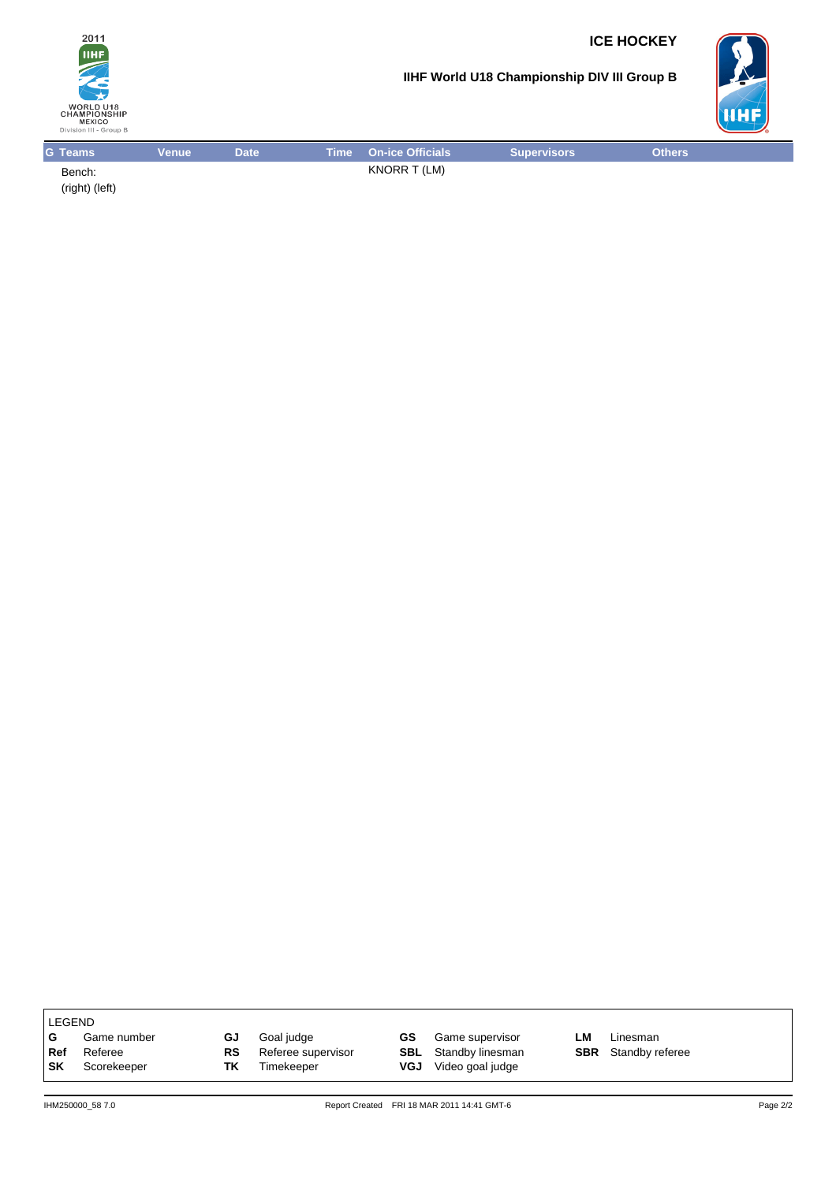**ICE HOCKEY**

**IIHF World U18 Championship DIV III Group B**

| G | Teams | Venue | Date | Time | On-ice Officials | Supervisors | Others |
|---|---|---|---|---|---|---|---|
| | Bench: (right) (left) | | | | KNORR T (LM) | | |

| LEGEND | | | | | | | |
|---|---|---|---|---|---|---|---|
| **G** | Game number | **GJ** | Goal judge | **GS** | Game supervisor | **LM** | Linesman |
| **Ref** | Referee | **RS** | Referee supervisor | **SBL** | Standby linesman | **SBR** | Standby referee |
| **SK** | Scorekeeper | **TK** | Timekeeper | **VGJ** | Video goal judge | | |

IHM250000_58 7.0 Report Created FRI 18 MAR 2011 14:41 GMT-6